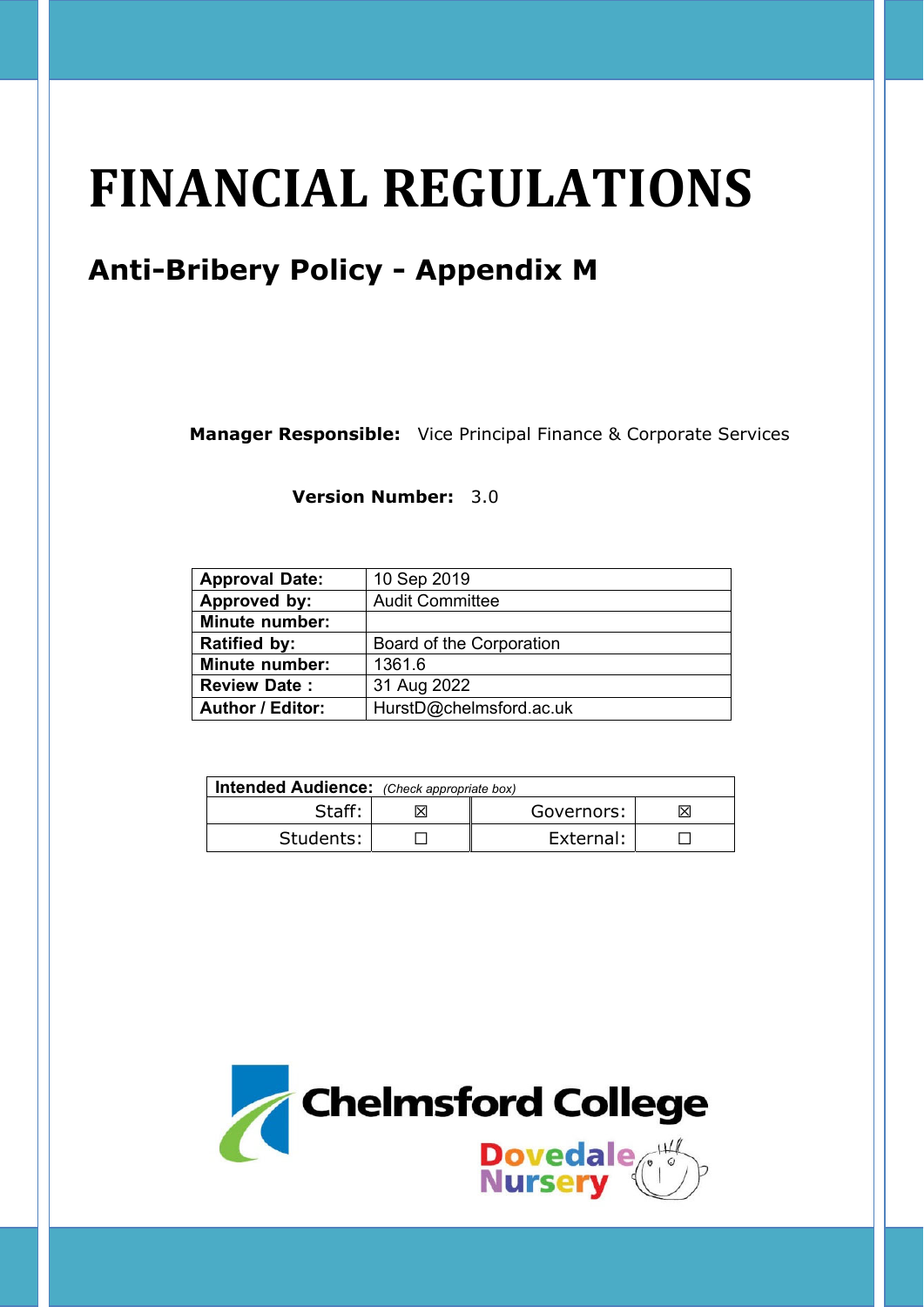# FINANCIAL REGULATIONS

## Anti-Bribery Policy - Appendix M

**Manager Responsible:** Vice Principal Finance & Corporate Services

**Version Number:** 3.0

| | |
|---|---|
| **Approval Date:** | 10 Sep 2019 |
| **Approved by:** | Audit Committee |
| **Minute number:** | |
| **Ratified by:** | Board of the Corporation |
| **Minute number:** | 1361.6 |
| **Review Date :** | 31 Aug 2022 |
| **Author / Editor:** | HurstD@chelmsford.ac.uk |

| **Intended Audience:** *(Check appropriate box)* | | | |
|---|---|---|---|
| Staff: | ☒ | Governors: | ☒ |
| Students: | ☐ | External: | ☐ |

Chelmsford College

Dovedale Nursery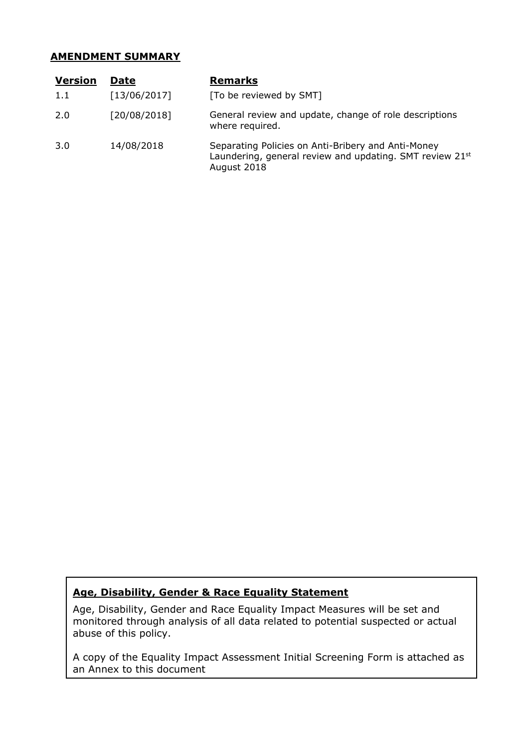**AMENDMENT SUMMARY**

| Version | Date | Remarks |
|---|---|---|
| 1.1 | [13/06/2017] | [To be reviewed by SMT] |
| 2.0 | [20/08/2018] | General review and update, change of role descriptions where required. |
| 3.0 | 14/08/2018 | Separating Policies on Anti-Bribery and Anti-Money Laundering, general review and updating. SMT review 21st August 2018 |

**Age, Disability, Gender & Race Equality Statement**

Age, Disability, Gender and Race Equality Impact Measures will be set and monitored through analysis of all data related to potential suspected or actual abuse of this policy.

A copy of the Equality Impact Assessment Initial Screening Form is attached as an Annex to this document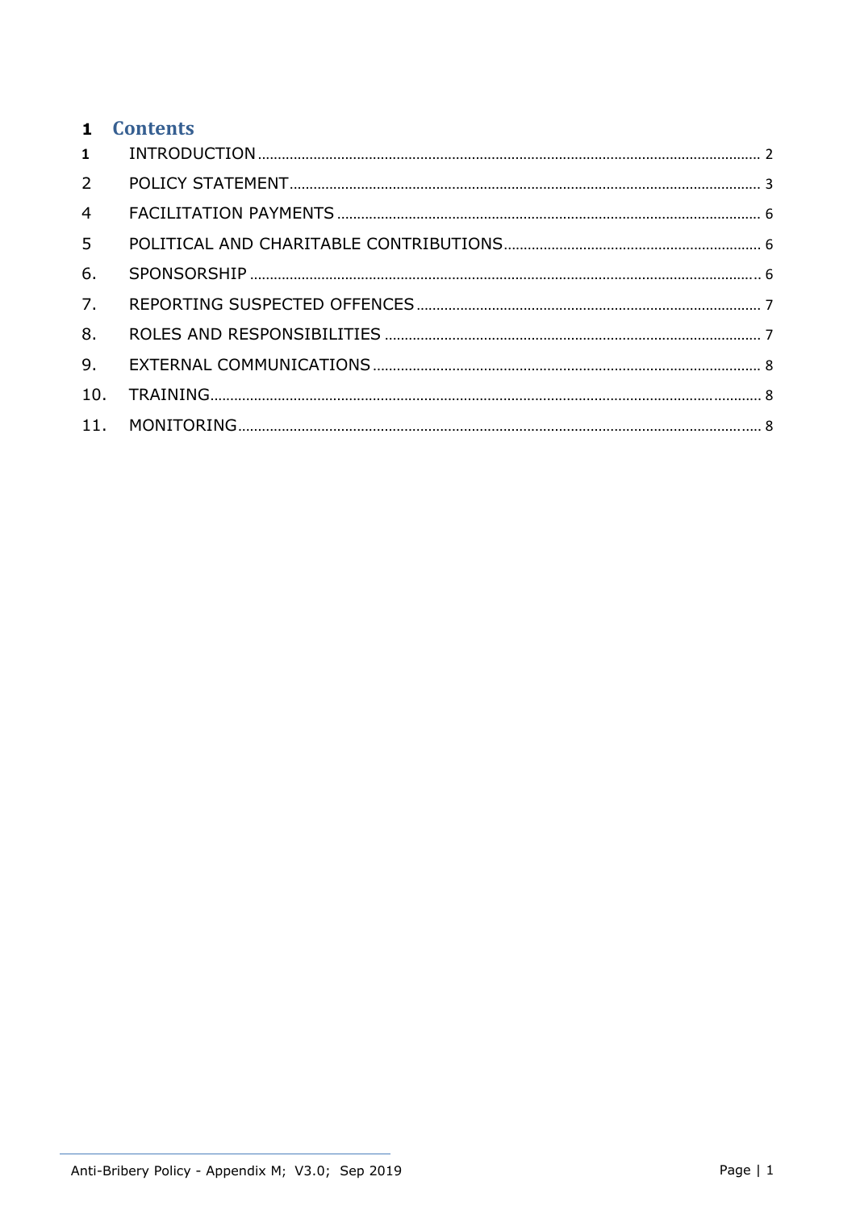# 1 Contents

| | | |
|---|---|---|
| 1 | INTRODUCTION | 2 |
| 2 | POLICY STATEMENT | 3 |
| 4 | FACILITATION PAYMENTS | 6 |
| 5 | POLITICAL AND CHARITABLE CONTRIBUTIONS | 6 |
| 6. | SPONSORSHIP | 6 |
| 7. | REPORTING SUSPECTED OFFENCES | 7 |
| 8. | ROLES AND RESPONSIBILITIES | 7 |
| 9. | EXTERNAL COMMUNICATIONS | 8 |
| 10. | TRAINING | 8 |
| 11. | MONITORING | 8 |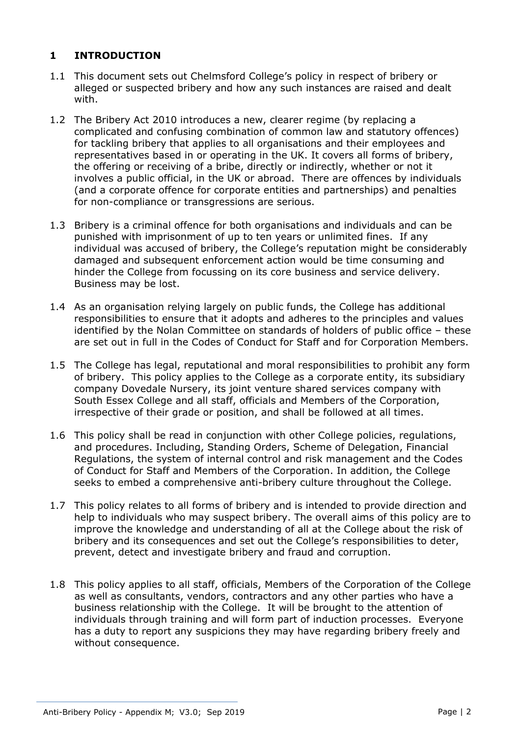## 1 INTRODUCTION

1.1 This document sets out Chelmsford College's policy in respect of bribery or alleged or suspected bribery and how any such instances are raised and dealt with.

1.2 The Bribery Act 2010 introduces a new, clearer regime (by replacing a complicated and confusing combination of common law and statutory offences) for tackling bribery that applies to all organisations and their employees and representatives based in or operating in the UK. It covers all forms of bribery, the offering or receiving of a bribe, directly or indirectly, whether or not it involves a public official, in the UK or abroad. There are offences by individuals (and a corporate offence for corporate entities and partnerships) and penalties for non-compliance or transgressions are serious.

1.3 Bribery is a criminal offence for both organisations and individuals and can be punished with imprisonment of up to ten years or unlimited fines. If any individual was accused of bribery, the College's reputation might be considerably damaged and subsequent enforcement action would be time consuming and hinder the College from focussing on its core business and service delivery. Business may be lost.

1.4 As an organisation relying largely on public funds, the College has additional responsibilities to ensure that it adopts and adheres to the principles and values identified by the Nolan Committee on standards of holders of public office – these are set out in full in the Codes of Conduct for Staff and for Corporation Members.

1.5 The College has legal, reputational and moral responsibilities to prohibit any form of bribery. This policy applies to the College as a corporate entity, its subsidiary company Dovedale Nursery, its joint venture shared services company with South Essex College and all staff, officials and Members of the Corporation, irrespective of their grade or position, and shall be followed at all times.

1.6 This policy shall be read in conjunction with other College policies, regulations, and procedures. Including, Standing Orders, Scheme of Delegation, Financial Regulations, the system of internal control and risk management and the Codes of Conduct for Staff and Members of the Corporation. In addition, the College seeks to embed a comprehensive anti-bribery culture throughout the College.

1.7 This policy relates to all forms of bribery and is intended to provide direction and help to individuals who may suspect bribery. The overall aims of this policy are to improve the knowledge and understanding of all at the College about the risk of bribery and its consequences and set out the College's responsibilities to deter, prevent, detect and investigate bribery and fraud and corruption.

1.8 This policy applies to all staff, officials, Members of the Corporation of the College as well as consultants, vendors, contractors and any other parties who have a business relationship with the College. It will be brought to the attention of individuals through training and will form part of induction processes. Everyone has a duty to report any suspicions they may have regarding bribery freely and without consequence.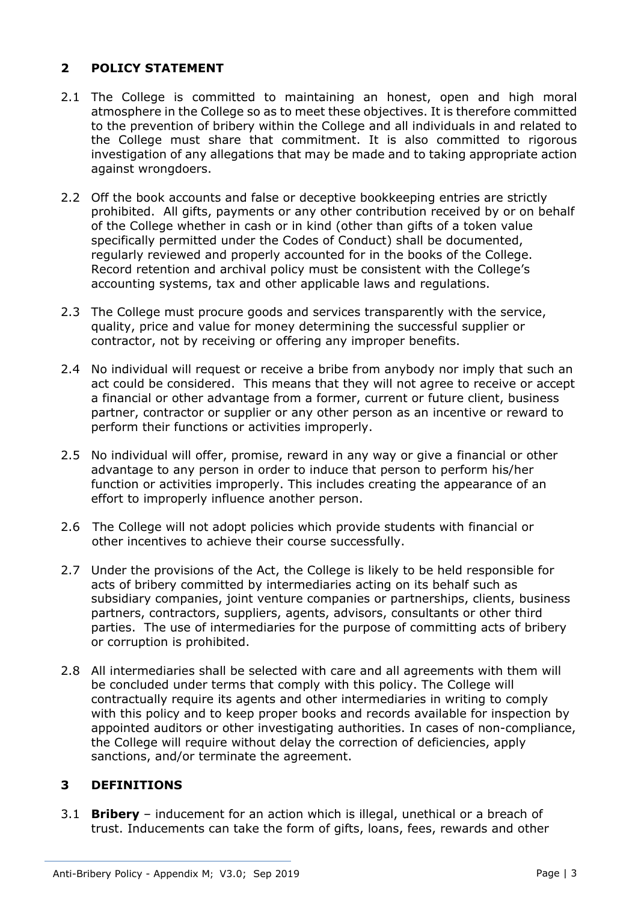## 2 POLICY STATEMENT

2.1 The College is committed to maintaining an honest, open and high moral atmosphere in the College so as to meet these objectives. It is therefore committed to the prevention of bribery within the College and all individuals in and related to the College must share that commitment. It is also committed to rigorous investigation of any allegations that may be made and to taking appropriate action against wrongdoers.

2.2 Off the book accounts and false or deceptive bookkeeping entries are strictly prohibited. All gifts, payments or any other contribution received by or on behalf of the College whether in cash or in kind (other than gifts of a token value specifically permitted under the Codes of Conduct) shall be documented, regularly reviewed and properly accounted for in the books of the College. Record retention and archival policy must be consistent with the College's accounting systems, tax and other applicable laws and regulations.

2.3 The College must procure goods and services transparently with the service, quality, price and value for money determining the successful supplier or contractor, not by receiving or offering any improper benefits.

2.4 No individual will request or receive a bribe from anybody nor imply that such an act could be considered. This means that they will not agree to receive or accept a financial or other advantage from a former, current or future client, business partner, contractor or supplier or any other person as an incentive or reward to perform their functions or activities improperly.

2.5 No individual will offer, promise, reward in any way or give a financial or other advantage to any person in order to induce that person to perform his/her function or activities improperly. This includes creating the appearance of an effort to improperly influence another person.

2.6 The College will not adopt policies which provide students with financial or other incentives to achieve their course successfully.

2.7 Under the provisions of the Act, the College is likely to be held responsible for acts of bribery committed by intermediaries acting on its behalf such as subsidiary companies, joint venture companies or partnerships, clients, business partners, contractors, suppliers, agents, advisors, consultants or other third parties. The use of intermediaries for the purpose of committing acts of bribery or corruption is prohibited.

2.8 All intermediaries shall be selected with care and all agreements with them will be concluded under terms that comply with this policy. The College will contractually require its agents and other intermediaries in writing to comply with this policy and to keep proper books and records available for inspection by appointed auditors or other investigating authorities. In cases of non-compliance, the College will require without delay the correction of deficiencies, apply sanctions, and/or terminate the agreement.

## 3 DEFINITIONS

3.1 **Bribery** – inducement for an action which is illegal, unethical or a breach of trust. Inducements can take the form of gifts, loans, fees, rewards and other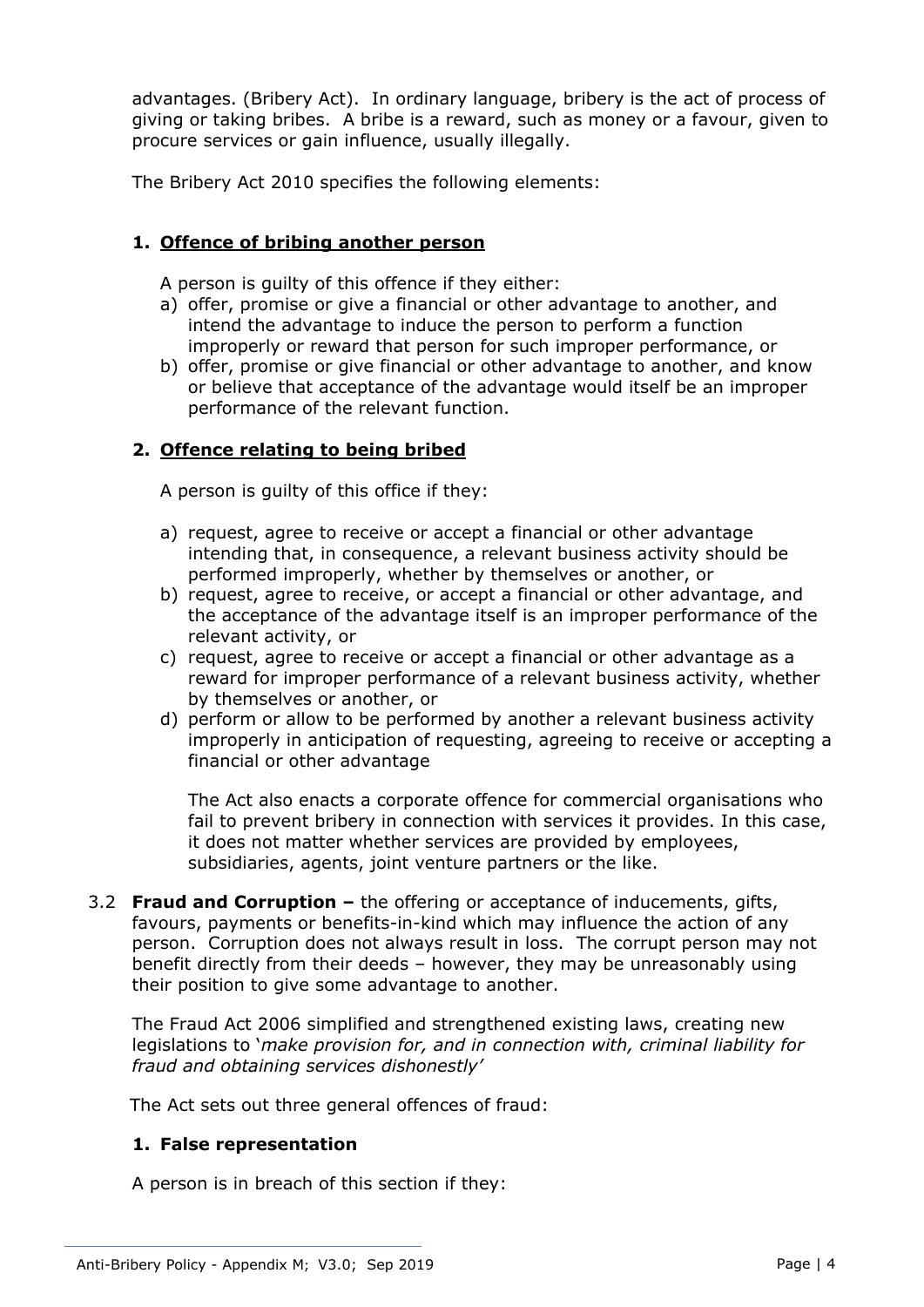advantages. (Bribery Act). In ordinary language, bribery is the act of process of giving or taking bribes. A bribe is a reward, such as money or a favour, given to procure services or gain influence, usually illegally.

The Bribery Act 2010 specifies the following elements:

**1. <u>Offence of bribing another person</u>**

A person is guilty of this offence if they either:

a) offer, promise or give a financial or other advantage to another, and intend the advantage to induce the person to perform a function improperly or reward that person for such improper performance, or
b) offer, promise or give financial or other advantage to another, and know or believe that acceptance of the advantage would itself be an improper performance of the relevant function.

**2. <u>Offence relating to being bribed</u>**

A person is guilty of this office if they:

a) request, agree to receive or accept a financial or other advantage intending that, in consequence, a relevant business activity should be performed improperly, whether by themselves or another, or
b) request, agree to receive, or accept a financial or other advantage, and the acceptance of the advantage itself is an improper performance of the relevant activity, or
c) request, agree to receive or accept a financial or other advantage as a reward for improper performance of a relevant business activity, whether by themselves or another, or
d) perform or allow to be performed by another a relevant business activity improperly in anticipation of requesting, agreeing to receive or accepting a financial or other advantage

The Act also enacts a corporate offence for commercial organisations who fail to prevent bribery in connection with services it provides. In this case, it does not matter whether services are provided by employees, subsidiaries, agents, joint venture partners or the like.

3.2 **Fraud and Corruption –** the offering or acceptance of inducements, gifts, favours, payments or benefits-in-kind which may influence the action of any person. Corruption does not always result in loss. The corrupt person may not benefit directly from their deeds – however, they may be unreasonably using their position to give some advantage to another.

The Fraud Act 2006 simplified and strengthened existing laws, creating new legislations to '*make provision for, and in connection with, criminal liability for fraud and obtaining services dishonestly'*

The Act sets out three general offences of fraud:

**1. False representation**

A person is in breach of this section if they: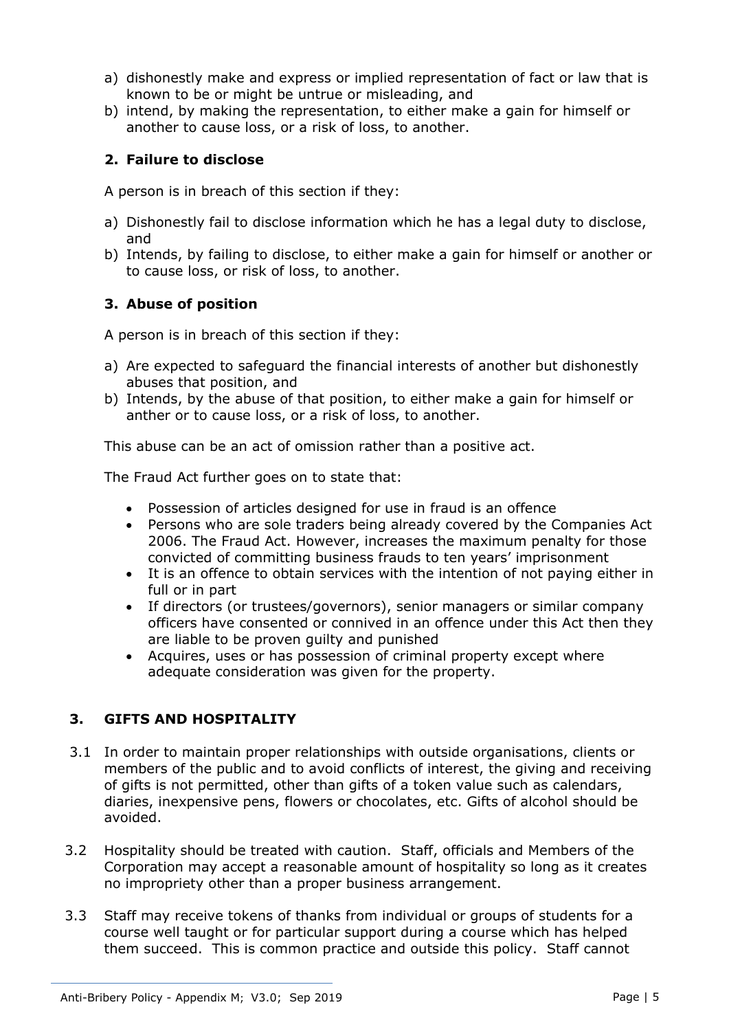a) dishonestly make and express or implied representation of fact or law that is known to be or might be untrue or misleading, and
b) intend, by making the representation, to either make a gain for himself or another to cause loss, or a risk of loss, to another.

### 2. Failure to disclose

A person is in breach of this section if they:

a) Dishonestly fail to disclose information which he has a legal duty to disclose, and
b) Intends, by failing to disclose, to either make a gain for himself or another or to cause loss, or risk of loss, to another.

### 3. Abuse of position

A person is in breach of this section if they:

a) Are expected to safeguard the financial interests of another but dishonestly abuses that position, and
b) Intends, by the abuse of that position, to either make a gain for himself or anther or to cause loss, or a risk of loss, to another.

This abuse can be an act of omission rather than a positive act.

The Fraud Act further goes on to state that:

- Possession of articles designed for use in fraud is an offence
- Persons who are sole traders being already covered by the Companies Act 2006. The Fraud Act. However, increases the maximum penalty for those convicted of committing business frauds to ten years' imprisonment
- It is an offence to obtain services with the intention of not paying either in full or in part
- If directors (or trustees/governors), senior managers or similar company officers have consented or connived in an offence under this Act then they are liable to be proven guilty and punished
- Acquires, uses or has possession of criminal property except where adequate consideration was given for the property.

## 3. GIFTS AND HOSPITALITY

3.1 In order to maintain proper relationships with outside organisations, clients or members of the public and to avoid conflicts of interest, the giving and receiving of gifts is not permitted, other than gifts of a token value such as calendars, diaries, inexpensive pens, flowers or chocolates, etc. Gifts of alcohol should be avoided.

3.2 Hospitality should be treated with caution. Staff, officials and Members of the Corporation may accept a reasonable amount of hospitality so long as it creates no impropriety other than a proper business arrangement.

3.3 Staff may receive tokens of thanks from individual or groups of students for a course well taught or for particular support during a course which has helped them succeed. This is common practice and outside this policy. Staff cannot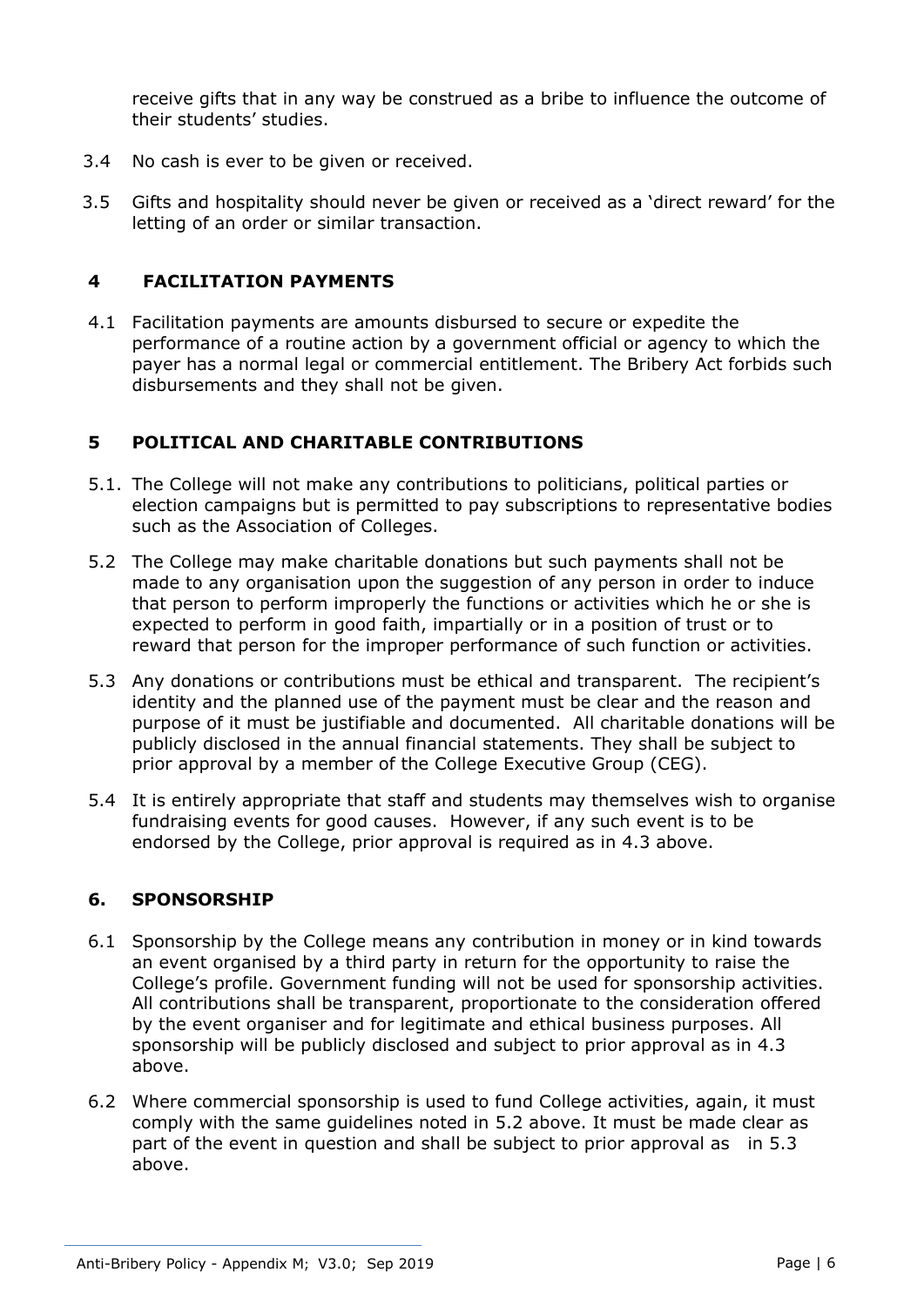receive gifts that in any way be construed as a bribe to influence the outcome of their students' studies.

3.4 No cash is ever to be given or received.

3.5 Gifts and hospitality should never be given or received as a 'direct reward' for the letting of an order or similar transaction.

## 4 FACILITATION PAYMENTS

4.1 Facilitation payments are amounts disbursed to secure or expedite the performance of a routine action by a government official or agency to which the payer has a normal legal or commercial entitlement. The Bribery Act forbids such disbursements and they shall not be given.

## 5 POLITICAL AND CHARITABLE CONTRIBUTIONS

5.1. The College will not make any contributions to politicians, political parties or election campaigns but is permitted to pay subscriptions to representative bodies such as the Association of Colleges.

5.2 The College may make charitable donations but such payments shall not be made to any organisation upon the suggestion of any person in order to induce that person to perform improperly the functions or activities which he or she is expected to perform in good faith, impartially or in a position of trust or to reward that person for the improper performance of such function or activities.

5.3 Any donations or contributions must be ethical and transparent. The recipient's identity and the planned use of the payment must be clear and the reason and purpose of it must be justifiable and documented. All charitable donations will be publicly disclosed in the annual financial statements. They shall be subject to prior approval by a member of the College Executive Group (CEG).

5.4 It is entirely appropriate that staff and students may themselves wish to organise fundraising events for good causes. However, if any such event is to be endorsed by the College, prior approval is required as in 4.3 above.

## 6. SPONSORSHIP

6.1 Sponsorship by the College means any contribution in money or in kind towards an event organised by a third party in return for the opportunity to raise the College's profile. Government funding will not be used for sponsorship activities. All contributions shall be transparent, proportionate to the consideration offered by the event organiser and for legitimate and ethical business purposes. All sponsorship will be publicly disclosed and subject to prior approval as in 4.3 above.

6.2 Where commercial sponsorship is used to fund College activities, again, it must comply with the same guidelines noted in 5.2 above. It must be made clear as part of the event in question and shall be subject to prior approval as in 5.3 above.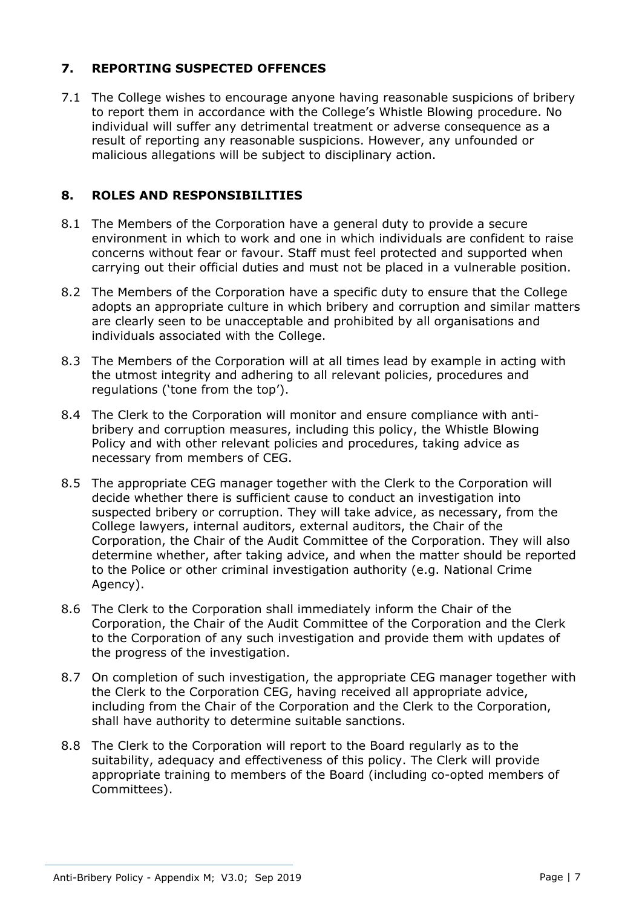## 7. REPORTING SUSPECTED OFFENCES

7.1 The College wishes to encourage anyone having reasonable suspicions of bribery to report them in accordance with the College's Whistle Blowing procedure. No individual will suffer any detrimental treatment or adverse consequence as a result of reporting any reasonable suspicions. However, any unfounded or malicious allegations will be subject to disciplinary action.

## 8. ROLES AND RESPONSIBILITIES

8.1 The Members of the Corporation have a general duty to provide a secure environment in which to work and one in which individuals are confident to raise concerns without fear or favour. Staff must feel protected and supported when carrying out their official duties and must not be placed in a vulnerable position.

8.2 The Members of the Corporation have a specific duty to ensure that the College adopts an appropriate culture in which bribery and corruption and similar matters are clearly seen to be unacceptable and prohibited by all organisations and individuals associated with the College.

8.3 The Members of the Corporation will at all times lead by example in acting with the utmost integrity and adhering to all relevant policies, procedures and regulations ('tone from the top').

8.4 The Clerk to the Corporation will monitor and ensure compliance with anti-bribery and corruption measures, including this policy, the Whistle Blowing Policy and with other relevant policies and procedures, taking advice as necessary from members of CEG.

8.5 The appropriate CEG manager together with the Clerk to the Corporation will decide whether there is sufficient cause to conduct an investigation into suspected bribery or corruption. They will take advice, as necessary, from the College lawyers, internal auditors, external auditors, the Chair of the Corporation, the Chair of the Audit Committee of the Corporation. They will also determine whether, after taking advice, and when the matter should be reported to the Police or other criminal investigation authority (e.g. National Crime Agency).

8.6 The Clerk to the Corporation shall immediately inform the Chair of the Corporation, the Chair of the Audit Committee of the Corporation and the Clerk to the Corporation of any such investigation and provide them with updates of the progress of the investigation.

8.7 On completion of such investigation, the appropriate CEG manager together with the Clerk to the Corporation CEG, having received all appropriate advice, including from the Chair of the Corporation and the Clerk to the Corporation, shall have authority to determine suitable sanctions.

8.8 The Clerk to the Corporation will report to the Board regularly as to the suitability, adequacy and effectiveness of this policy. The Clerk will provide appropriate training to members of the Board (including co-opted members of Committees).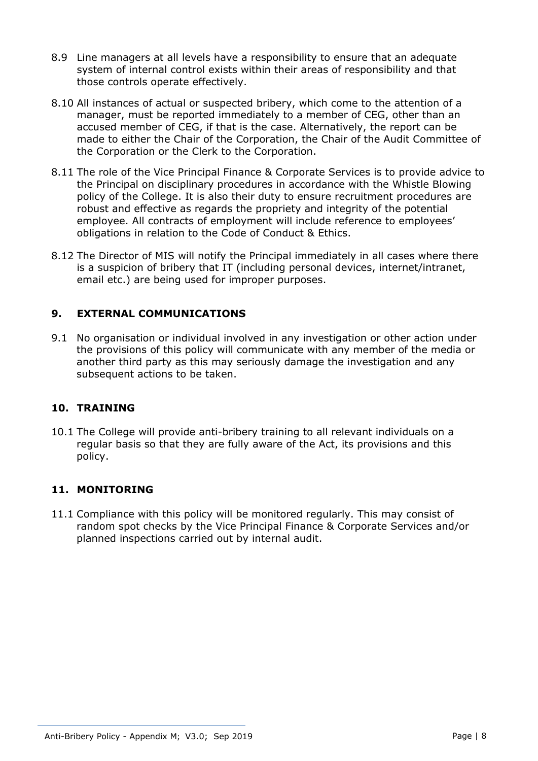8.9 Line managers at all levels have a responsibility to ensure that an adequate system of internal control exists within their areas of responsibility and that those controls operate effectively.

8.10 All instances of actual or suspected bribery, which come to the attention of a manager, must be reported immediately to a member of CEG, other than an accused member of CEG, if that is the case. Alternatively, the report can be made to either the Chair of the Corporation, the Chair of the Audit Committee of the Corporation or the Clerk to the Corporation.

8.11 The role of the Vice Principal Finance & Corporate Services is to provide advice to the Principal on disciplinary procedures in accordance with the Whistle Blowing policy of the College. It is also their duty to ensure recruitment procedures are robust and effective as regards the propriety and integrity of the potential employee. All contracts of employment will include reference to employees' obligations in relation to the Code of Conduct & Ethics.

8.12 The Director of MIS will notify the Principal immediately in all cases where there is a suspicion of bribery that IT (including personal devices, internet/intranet, email etc.) are being used for improper purposes.

## 9. EXTERNAL COMMUNICATIONS

9.1 No organisation or individual involved in any investigation or other action under the provisions of this policy will communicate with any member of the media or another third party as this may seriously damage the investigation and any subsequent actions to be taken.

## 10. TRAINING

10.1 The College will provide anti-bribery training to all relevant individuals on a regular basis so that they are fully aware of the Act, its provisions and this policy.

## 11. MONITORING

11.1 Compliance with this policy will be monitored regularly. This may consist of random spot checks by the Vice Principal Finance & Corporate Services and/or planned inspections carried out by internal audit.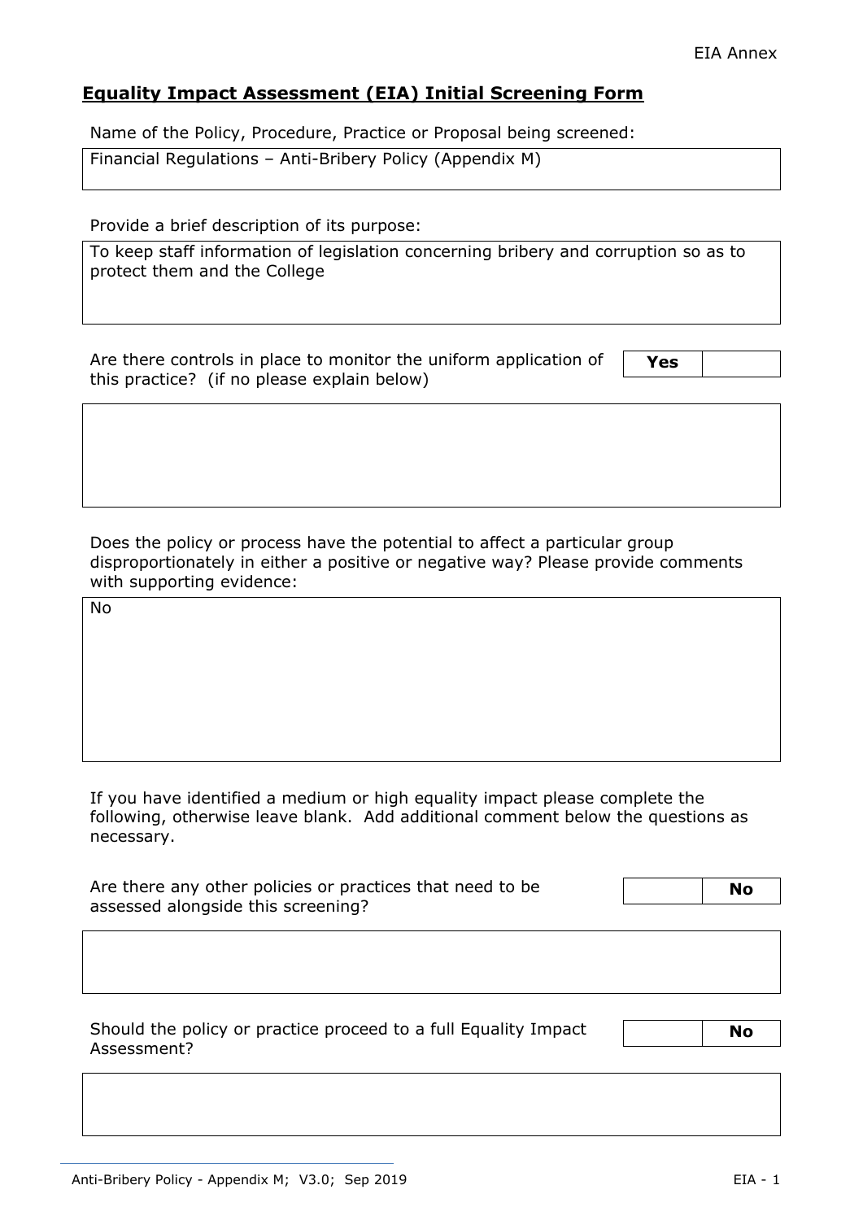## Equality Impact Assessment (EIA) Initial Screening Form

Name of the Policy, Procedure, Practice or Proposal being screened:

| Financial Regulations – Anti-Bribery Policy (Appendix M) |
|---|

Provide a brief description of its purpose:

| To keep staff information of legislation concerning bribery and corruption so as to protect them and the College |
|---|

Are there controls in place to monitor the uniform application of this practice? (if no please explain below)

| **Yes** | |
|---|---|

| |
|---|

Does the policy or process have the potential to affect a particular group disproportionately in either a positive or negative way? Please provide comments with supporting evidence:

| No |
|---|

If you have identified a medium or high equality impact please complete the following, otherwise leave blank. Add additional comment below the questions as necessary.

Are there any other policies or practices that need to be assessed alongside this screening?

| | **No** |
|---|---|

| |
|---|

Should the policy or practice proceed to a full Equality Impact Assessment?

| | **No** |
|---|---|

| |
|---|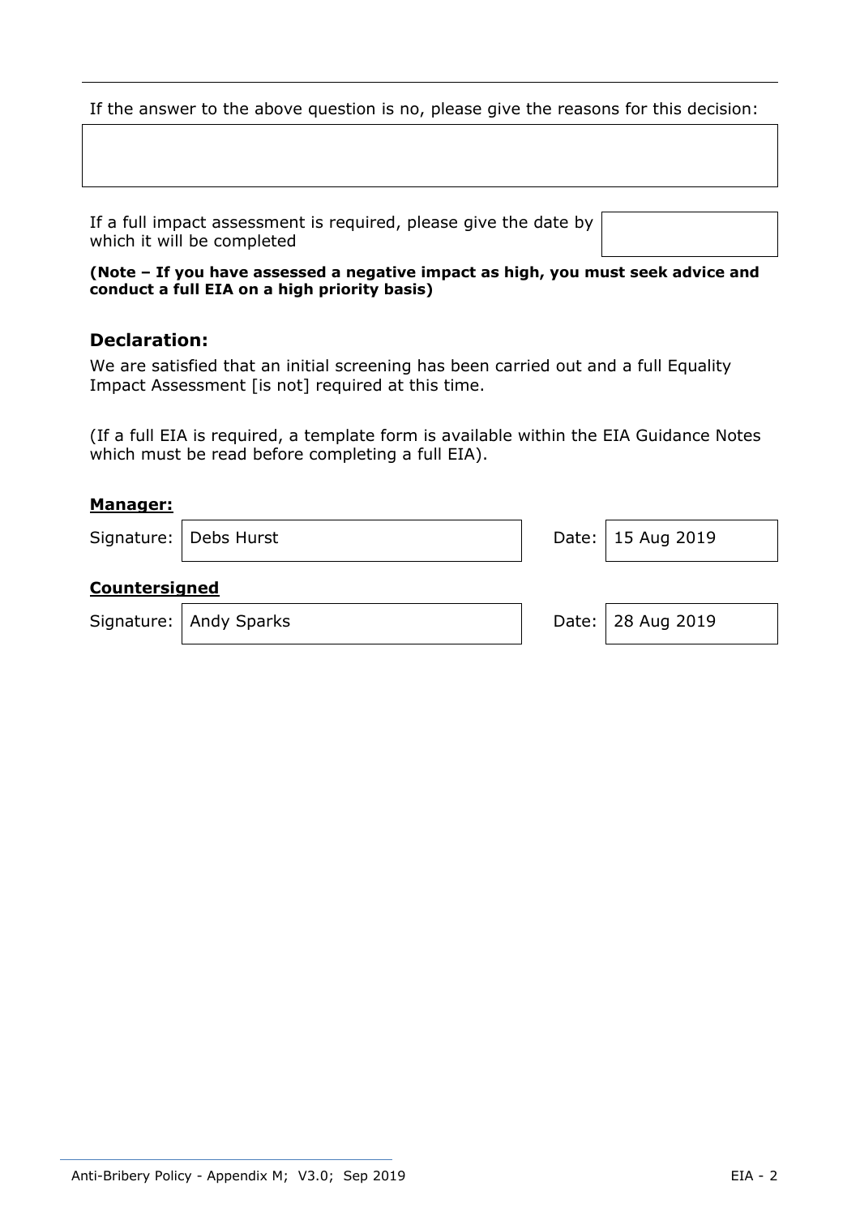If the answer to the above question is no, please give the reasons for this decision:

| |
|---|
| |

If a full impact assessment is required, please give the date by which it will be completed

| |
|---|
| |

**(Note – If you have assessed a negative impact as high, you must seek advice and conduct a full EIA on a high priority basis)**

## Declaration:

We are satisfied that an initial screening has been carried out and a full Equality Impact Assessment [is not] required at this time.

(If a full EIA is required, a template form is available within the EIA Guidance Notes which must be read before completing a full EIA).

**Manager:**

| | | | |
|---|---|---|---|
| Signature: | Debs Hurst | Date: | 15 Aug 2019 |

**Countersigned**

| | | | |
|---|---|---|---|
| Signature: | Andy Sparks | Date: | 28 Aug 2019 |